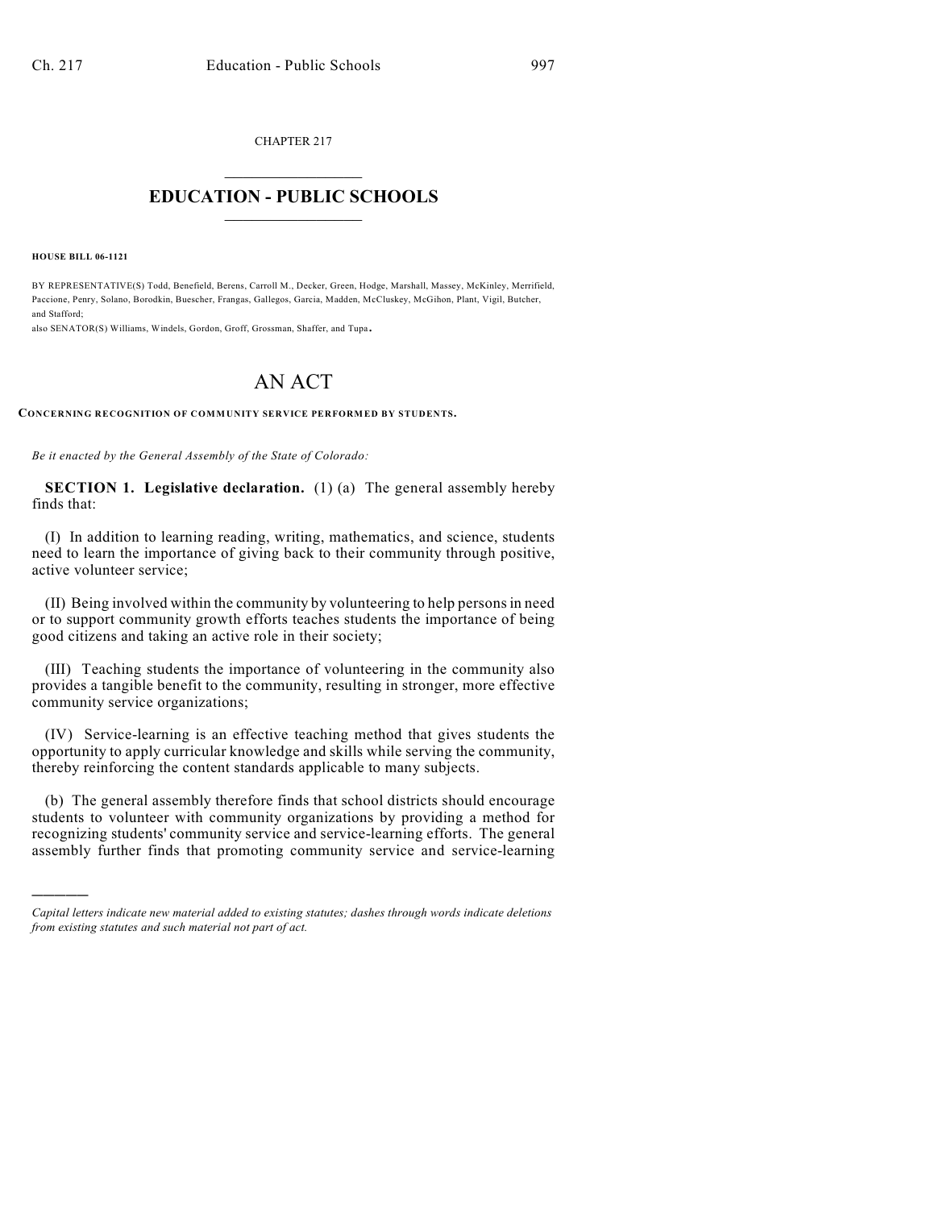CHAPTER 217

# EDUCATION - PUBLIC SCHOOLS

**HOUSE BILL 06-1121**

BY REPRESENTATIVE(S) Todd, Benefield, Berens, Carroll M., Decker, Green, Hodge, Marshall, Massey, McKinley, Merrifield, Paccione, Penry, Solano, Borodkin, Buescher, Frangas, Gallegos, Garcia, Madden, McCluskey, McGihon, Plant, Vigil, Butcher, and Stafford;
also SENATOR(S) Williams, Windels, Gordon, Groff, Grossman, Shaffer, and Tupa.

# AN ACT

**CONCERNING RECOGNITION OF COMMUNITY SERVICE PERFORMED BY STUDENTS.**

*Be it enacted by the General Assembly of the State of Colorado:*

**SECTION 1. Legislative declaration.** (1) (a) The general assembly hereby finds that:

(I) In addition to learning reading, writing, mathematics, and science, students need to learn the importance of giving back to their community through positive, active volunteer service;

(II) Being involved within the community by volunteering to help persons in need or to support community growth efforts teaches students the importance of being good citizens and taking an active role in their society;

(III) Teaching students the importance of volunteering in the community also provides a tangible benefit to the community, resulting in stronger, more effective community service organizations;

(IV) Service-learning is an effective teaching method that gives students the opportunity to apply curricular knowledge and skills while serving the community, thereby reinforcing the content standards applicable to many subjects.

(b) The general assembly therefore finds that school districts should encourage students to volunteer with community organizations by providing a method for recognizing students' community service and service-learning efforts. The general assembly further finds that promoting community service and service-learning

*Capital letters indicate new material added to existing statutes; dashes through words indicate deletions from existing statutes and such material not part of act.*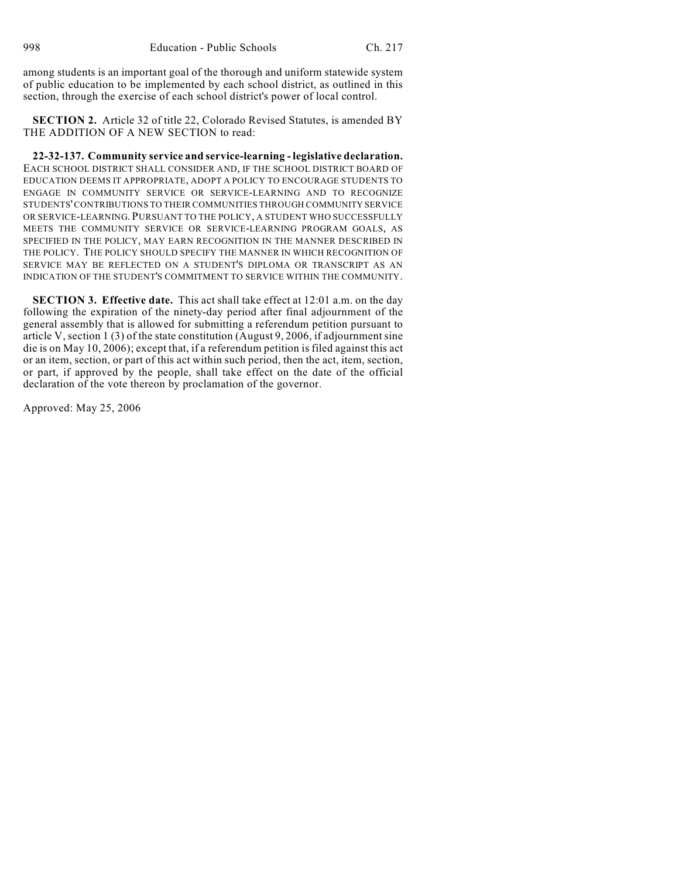among students is an important goal of the thorough and uniform statewide system of public education to be implemented by each school district, as outlined in this section, through the exercise of each school district's power of local control.

**SECTION 2.** Article 32 of title 22, Colorado Revised Statutes, is amended BY THE ADDITION OF A NEW SECTION to read:

**22-32-137. Community service and service-learning - legislative declaration.** EACH SCHOOL DISTRICT SHALL CONSIDER AND, IF THE SCHOOL DISTRICT BOARD OF EDUCATION DEEMS IT APPROPRIATE, ADOPT A POLICY TO ENCOURAGE STUDENTS TO ENGAGE IN COMMUNITY SERVICE OR SERVICE-LEARNING AND TO RECOGNIZE STUDENTS' CONTRIBUTIONS TO THEIR COMMUNITIES THROUGH COMMUNITY SERVICE OR SERVICE-LEARNING. PURSUANT TO THE POLICY, A STUDENT WHO SUCCESSFULLY MEETS THE COMMUNITY SERVICE OR SERVICE-LEARNING PROGRAM GOALS, AS SPECIFIED IN THE POLICY, MAY EARN RECOGNITION IN THE MANNER DESCRIBED IN THE POLICY. THE POLICY SHOULD SPECIFY THE MANNER IN WHICH RECOGNITION OF SERVICE MAY BE REFLECTED ON A STUDENT'S DIPLOMA OR TRANSCRIPT AS AN INDICATION OF THE STUDENT'S COMMITMENT TO SERVICE WITHIN THE COMMUNITY.

**SECTION 3. Effective date.** This act shall take effect at 12:01 a.m. on the day following the expiration of the ninety-day period after final adjournment of the general assembly that is allowed for submitting a referendum petition pursuant to article V, section 1 (3) of the state constitution (August 9, 2006, if adjournment sine die is on May 10, 2006); except that, if a referendum petition is filed against this act or an item, section, or part of this act within such period, then the act, item, section, or part, if approved by the people, shall take effect on the date of the official declaration of the vote thereon by proclamation of the governor.

Approved: May 25, 2006